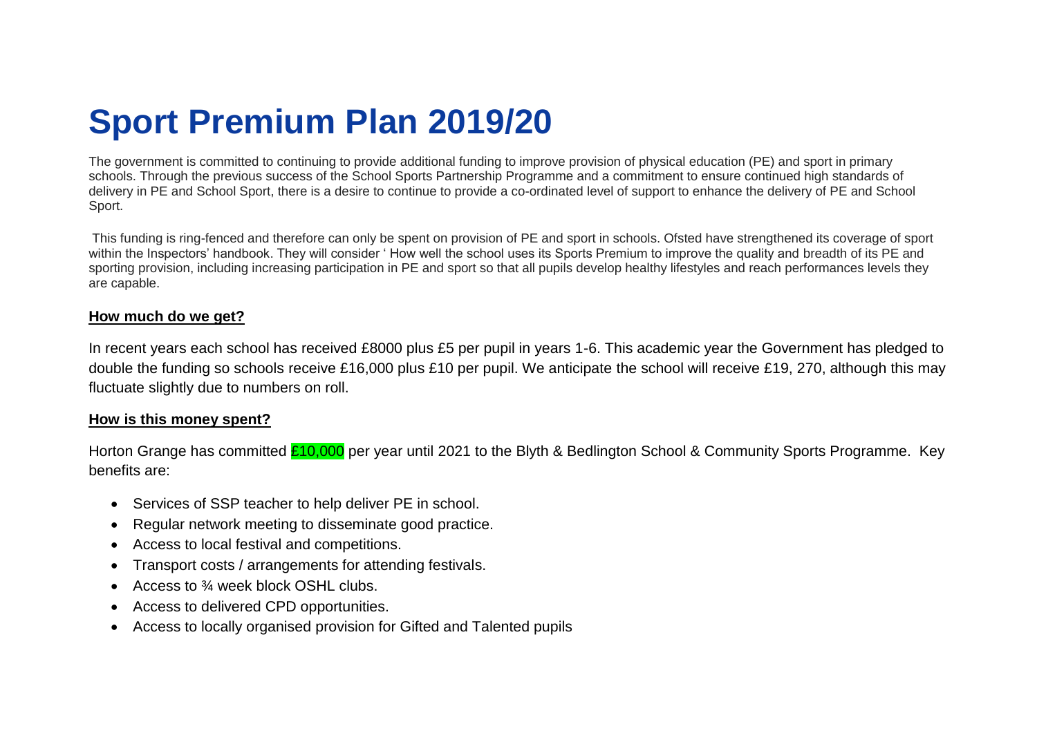# Sport Premium Plan 2019/20

The government is committed to continuing to provide additional funding to improve provision of physical education (PE) and sport in primary schools. Through the previous success of the School Sports Partnership Programme and a commitment to ensure continued high standards of delivery in PE and School Sport, there is a desire to continue to provide a co-ordinated level of support to enhance the delivery of PE and School Sport.

This funding is ring-fenced and therefore can only be spent on provision of PE and sport in schools. Ofsted have strengthened its coverage of sport within the Inspectors' handbook. They will consider ' How well the school uses its Sports Premium to improve the quality and breadth of its PE and sporting provision, including increasing participation in PE and sport so that all pupils develop healthy lifestyles and reach performances levels they are capable.

**How much do we get?**

In recent years each school has received £8000 plus £5 per pupil in years 1-6. This academic year the Government has pledged to double the funding so schools receive £16,000 plus £10 per pupil. We anticipate the school will receive £19, 270, although this may fluctuate slightly due to numbers on roll.

**How is this money spent?**

Horton Grange has committed £10,000 per year until 2021 to the Blyth & Bedlington School & Community Sports Programme. Key benefits are:

- Services of SSP teacher to help deliver PE in school.
- Regular network meeting to disseminate good practice.
- Access to local festival and competitions.
- Transport costs / arrangements for attending festivals.
- Access to ¾ week block OSHL clubs.
- Access to delivered CPD opportunities.
- Access to locally organised provision for Gifted and Talented pupils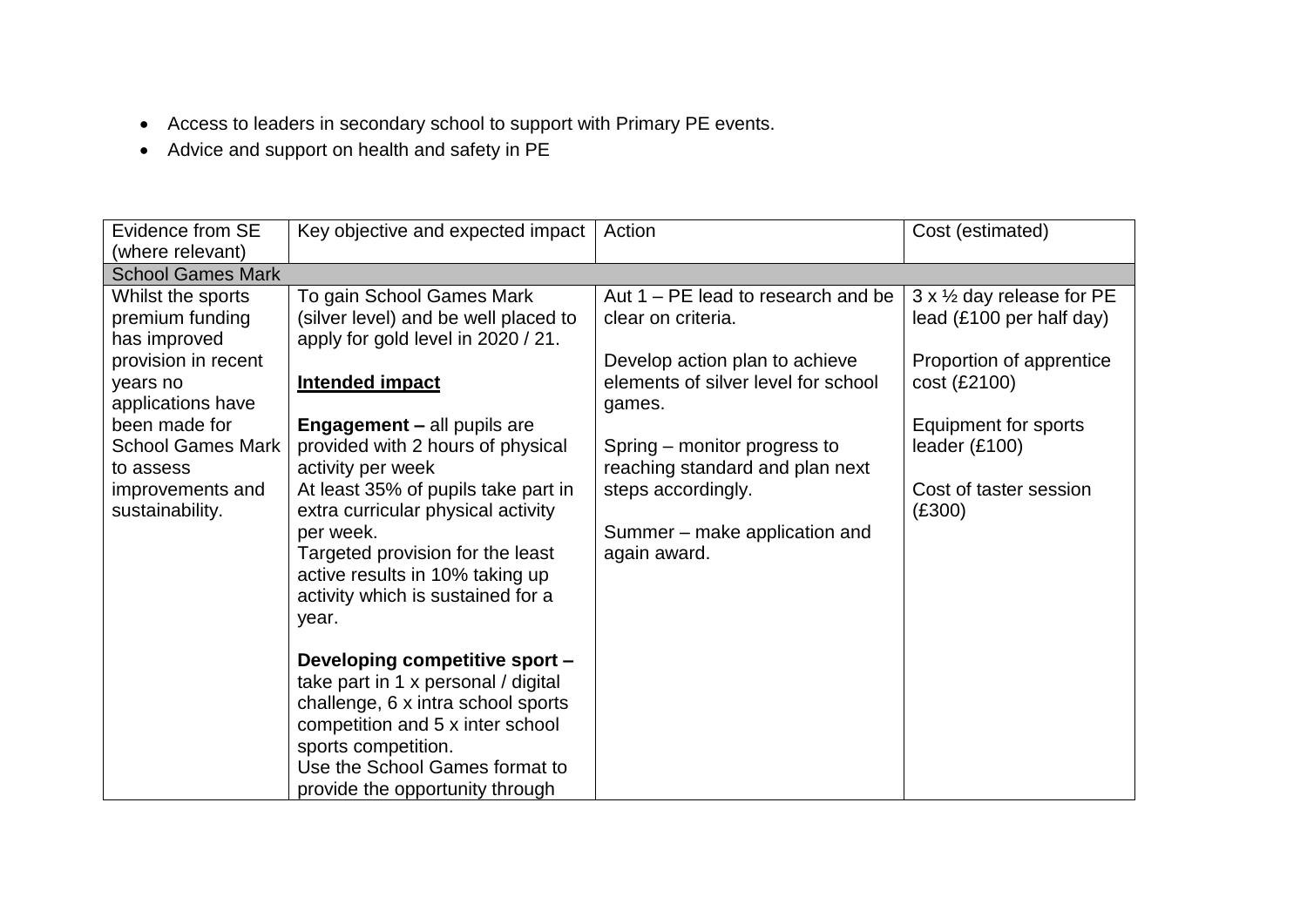- Access to leaders in secondary school to support with Primary PE events.
- Advice and support on health and safety in PE

| Evidence from SE (where relevant) | Key objective and expected impact | Action | Cost (estimated) |
|---|---|---|---|
| School Games Mark | | | |
| Whilst the sports premium funding has improved provision in recent years no applications have been made for School Games Mark to assess improvements and sustainability. | To gain School Games Mark (silver level) and be well placed to apply for gold level in 2020 / 21.<br><br>**Intended impact**<br><br>**Engagement –** all pupils are provided with 2 hours of physical activity per week<br>At least 35% of pupils take part in extra curricular physical activity per week.<br>Targeted provision for the least active results in 10% taking up activity which is sustained for a year.<br><br>**Developing competitive sport –** take part in 1 x personal / digital challenge, 6 x intra school sports competition and 5 x inter school sports competition.<br>Use the School Games format to provide the opportunity through | Aut 1 – PE lead to research and be clear on criteria.<br><br>Develop action plan to achieve elements of silver level for school games.<br><br>Spring – monitor progress to reaching standard and plan next steps accordingly.<br><br>Summer – make application and again award. | 3 x ½ day release for PE lead (£100 per half day)<br><br>Proportion of apprentice cost (£2100)<br><br>Equipment for sports leader (£100)<br><br>Cost of taster session (£300) |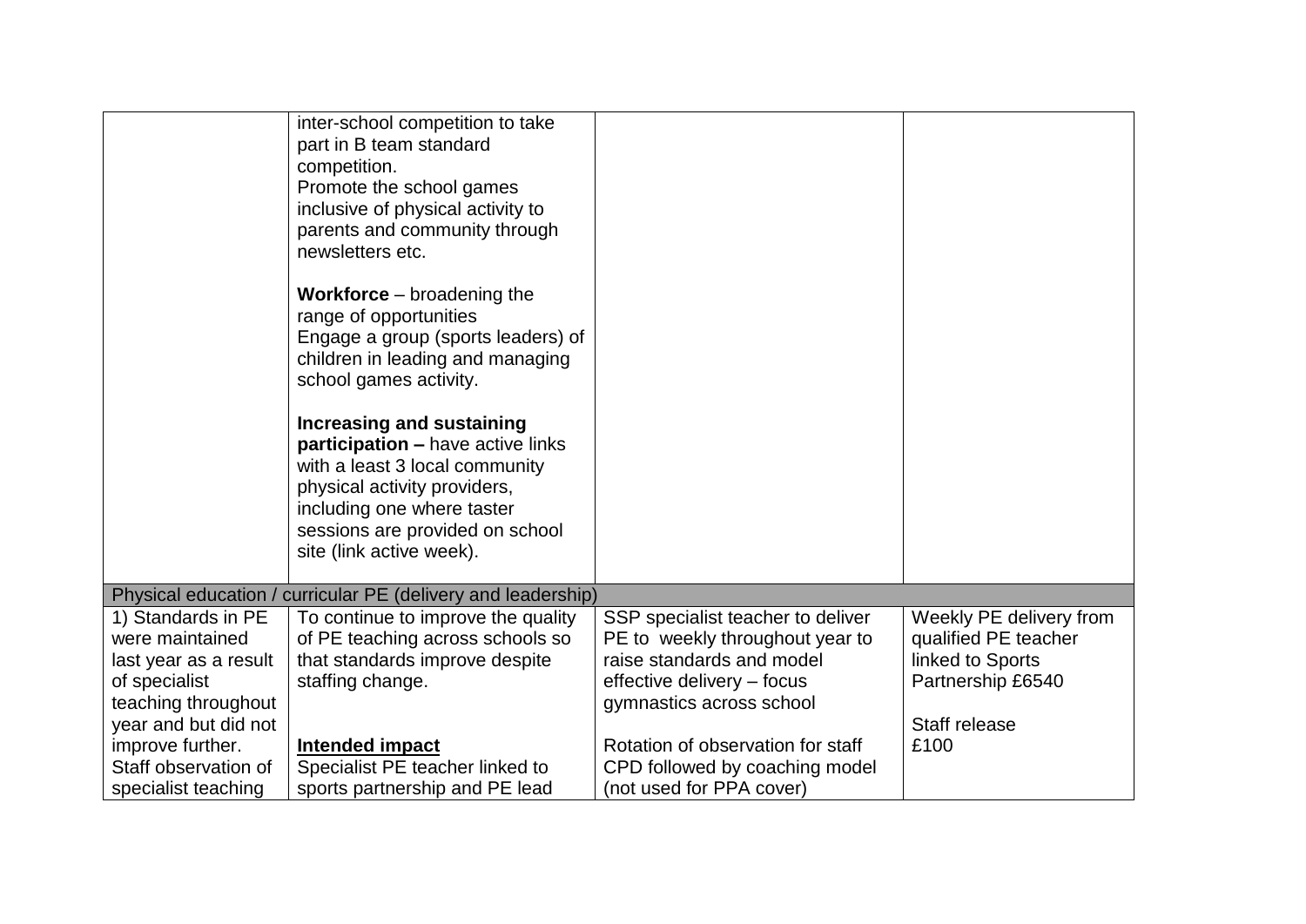| | | | |
|---|---|---|---|
| | inter-school competition to take part in B team standard competition.<br>Promote the school games inclusive of physical activity to parents and community through newsletters etc.<br><br>**Workforce** – broadening the range of opportunities<br>Engage a group (sports leaders) of children in leading and managing school games activity.<br><br>**Increasing and sustaining participation –** have active links with a least 3 local community physical activity providers, including one where taster sessions are provided on school site (link active week). | | |
| Physical education / curricular PE (delivery and leadership) | | | |
| 1) Standards in PE were maintained last year as a result of specialist teaching throughout year and but did not improve further. Staff observation of specialist teaching | To continue to improve the quality of PE teaching across schools so that standards improve despite staffing change.<br><br><br>**<u>Intended impact</u>**<br>Specialist PE teacher linked to sports partnership and PE lead | SSP specialist teacher to deliver PE to weekly throughout year to raise standards and model effective delivery – focus gymnastics across school<br><br>Rotation of observation for staff CPD followed by coaching model (not used for PPA cover) | Weekly PE delivery from qualified PE teacher linked to Sports Partnership £6540<br><br>Staff release<br>£100 |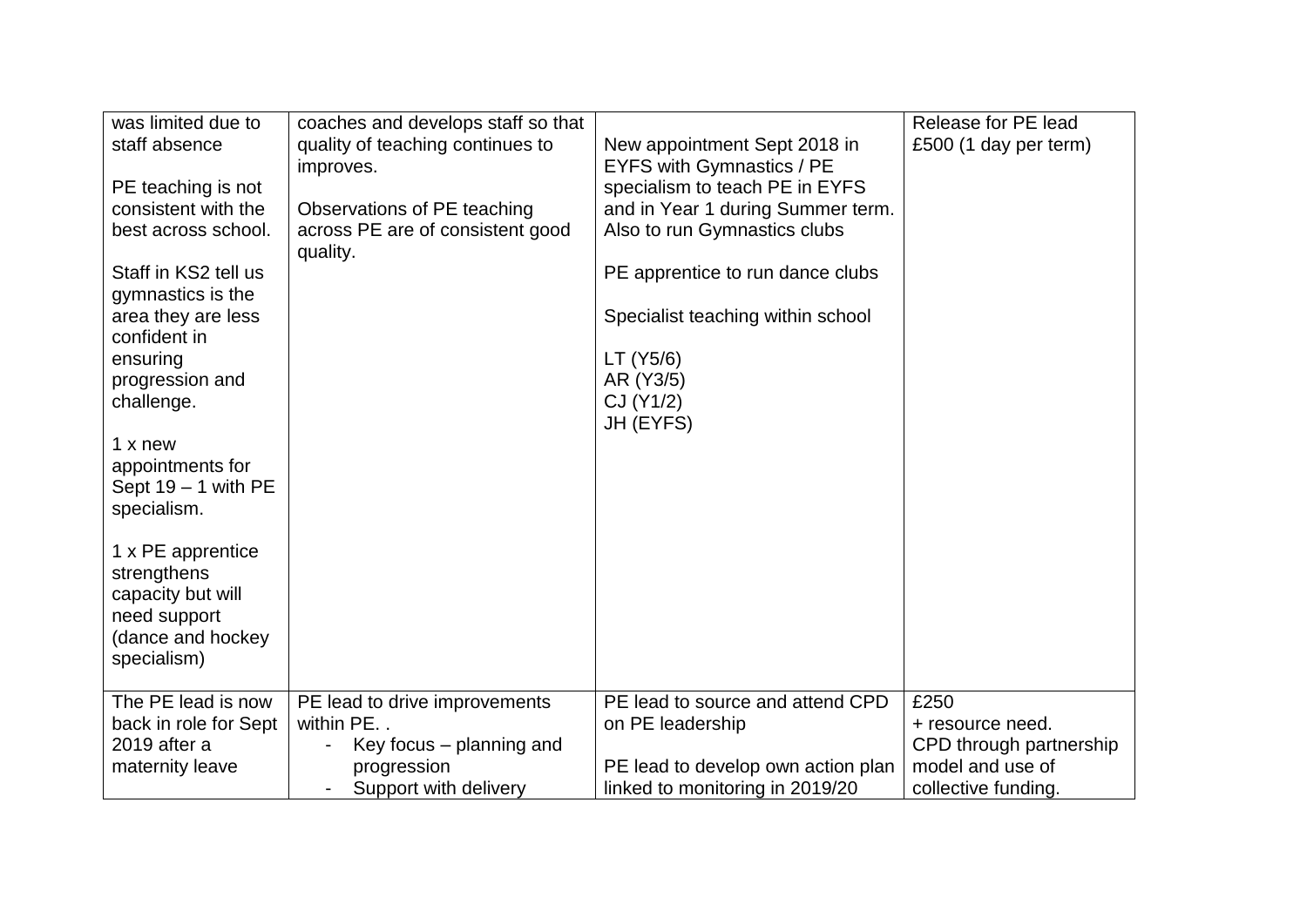| | | | |
|---|---|---|---|
| was limited due to staff absence<br><br>PE teaching is not consistent with the best across school.<br><br>Staff in KS2 tell us gymnastics is the area they are less confident in ensuring progression and challenge.<br><br>1 x new appointments for Sept 19 – 1 with PE specialism.<br><br>1 x PE apprentice strengthens capacity but will need support (dance and hockey specialism) | coaches and develops staff so that quality of teaching continues to improves.<br><br>Observations of PE teaching across PE are of consistent good quality. | New appointment Sept 2018 in EYFS with Gymnastics / PE specialism to teach PE in EYFS and in Year 1 during Summer term. Also to run Gymnastics clubs<br><br>PE apprentice to run dance clubs<br><br>Specialist teaching within school<br><br>LT (Y5/6)<br>AR (Y3/5)<br>CJ (Y1/2)<br>JH (EYFS) | Release for PE lead £500 (1 day per term) |
| The PE lead is now back in role for Sept 2019 after a maternity leave | PE lead to drive improvements within PE. .<br>- Key focus – planning and progression<br>- Support with delivery | PE lead to source and attend CPD on PE leadership<br><br>PE lead to develop own action plan linked to monitoring in 2019/20 | £250<br>+ resource need.<br>CPD through partnership model and use of collective funding. |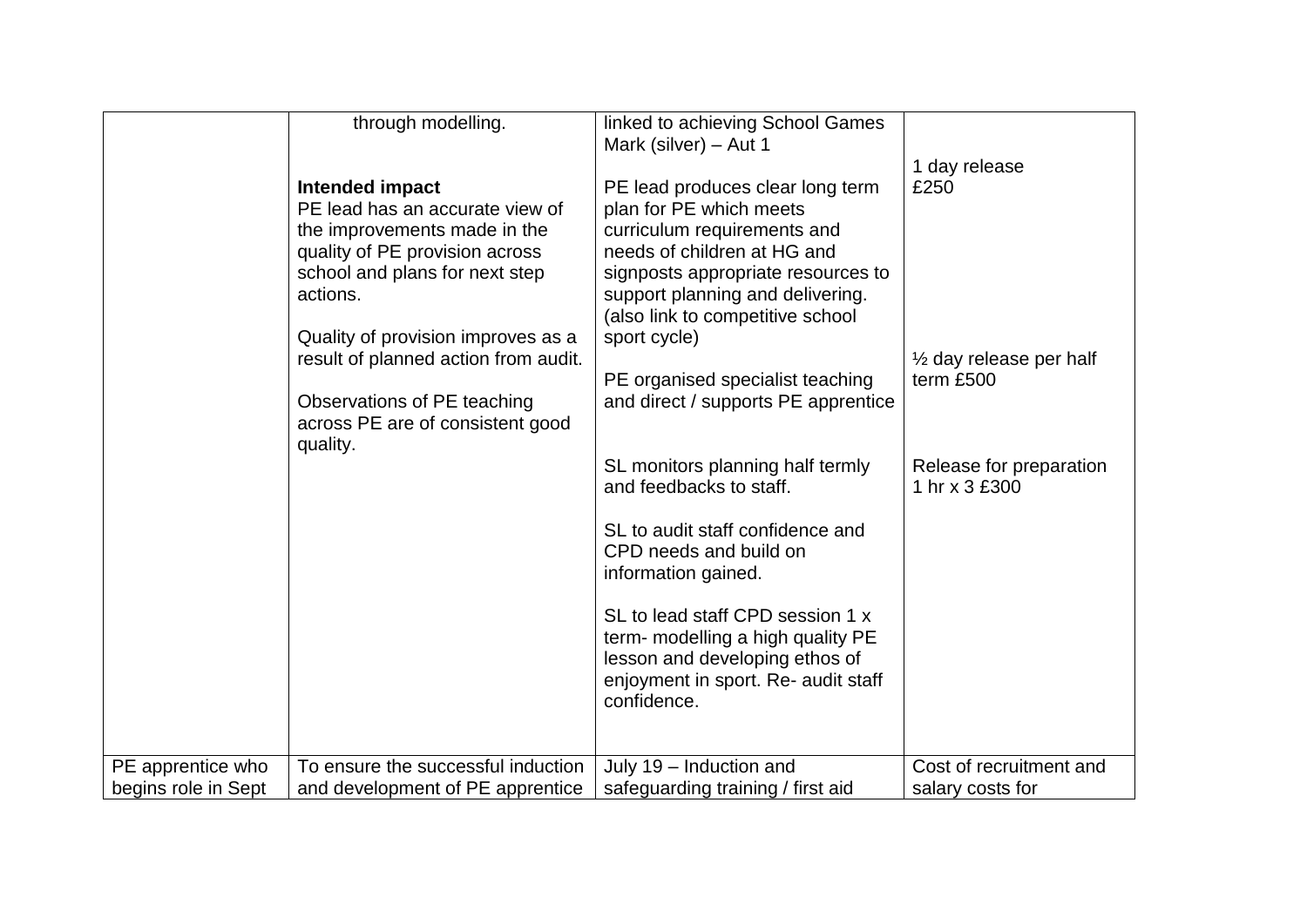| | | | |
|---|---|---|---|
| | through modelling.<br><br>**Intended impact**<br>PE lead has an accurate view of the improvements made in the quality of PE provision across school and plans for next step actions.<br><br>Quality of provision improves as a result of planned action from audit.<br><br>Observations of PE teaching across PE are of consistent good quality. | linked to achieving School Games Mark (silver) – Aut 1<br><br>PE lead produces clear long term plan for PE which meets curriculum requirements and needs of children at HG and signposts appropriate resources to support planning and delivering. (also link to competitive school sport cycle)<br><br>PE organised specialist teaching and direct / supports PE apprentice<br><br>SL monitors planning half termly and feedbacks to staff.<br><br>SL to audit staff confidence and CPD needs and build on information gained.<br><br>SL to lead staff CPD session 1 x term- modelling a high quality PE lesson and developing ethos of enjoyment in sport. Re- audit staff confidence. | 1 day release<br>£250<br><br>½ day release per half term £500<br><br>Release for preparation 1 hr x 3 £300 |
| PE apprentice who begins role in Sept | To ensure the successful induction and development of PE apprentice | July 19 – Induction and safeguarding training / first aid | Cost of recruitment and salary costs for |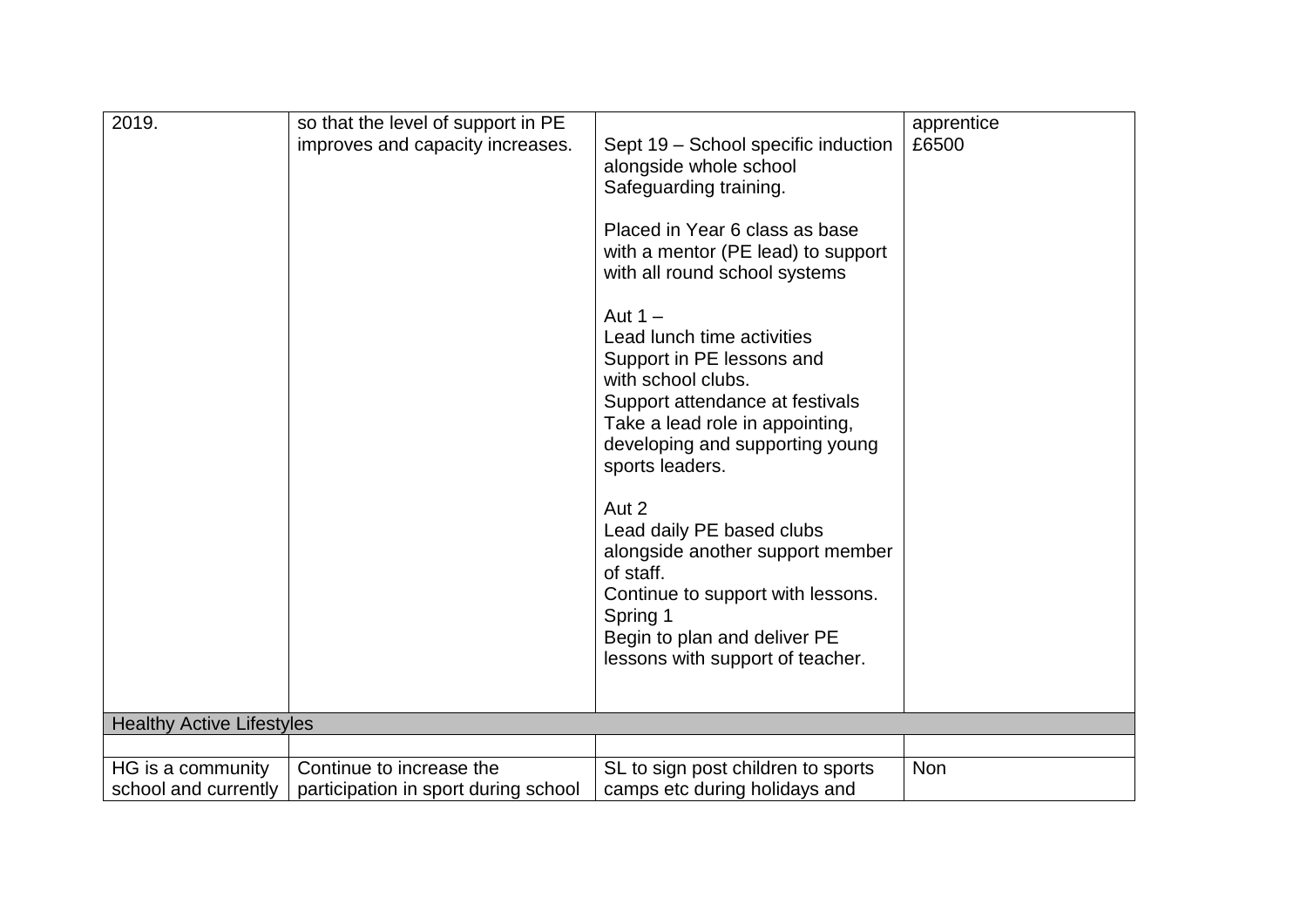| | | | |
|---|---|---|---|
| 2019. | so that the level of support in PE improves and capacity increases. | Sept 19 – School specific induction alongside whole school Safeguarding training.<br><br>Placed in Year 6 class as base with a mentor (PE lead) to support with all round school systems<br><br>Aut 1 –<br>Lead lunch time activities<br>Support in PE lessons and with school clubs.<br>Support attendance at festivals<br>Take a lead role in appointing, developing and supporting young sports leaders.<br><br>Aut 2<br>Lead daily PE based clubs alongside another support member of staff.<br>Continue to support with lessons.<br>Spring 1<br>Begin to plan and deliver PE lessons with support of teacher. | apprentice<br>£6500 |
| **Healthy Active Lifestyles** | | | |
| | | | |
| HG is a community school and currently | Continue to increase the participation in sport during school | SL to sign post children to sports camps etc during holidays and | Non |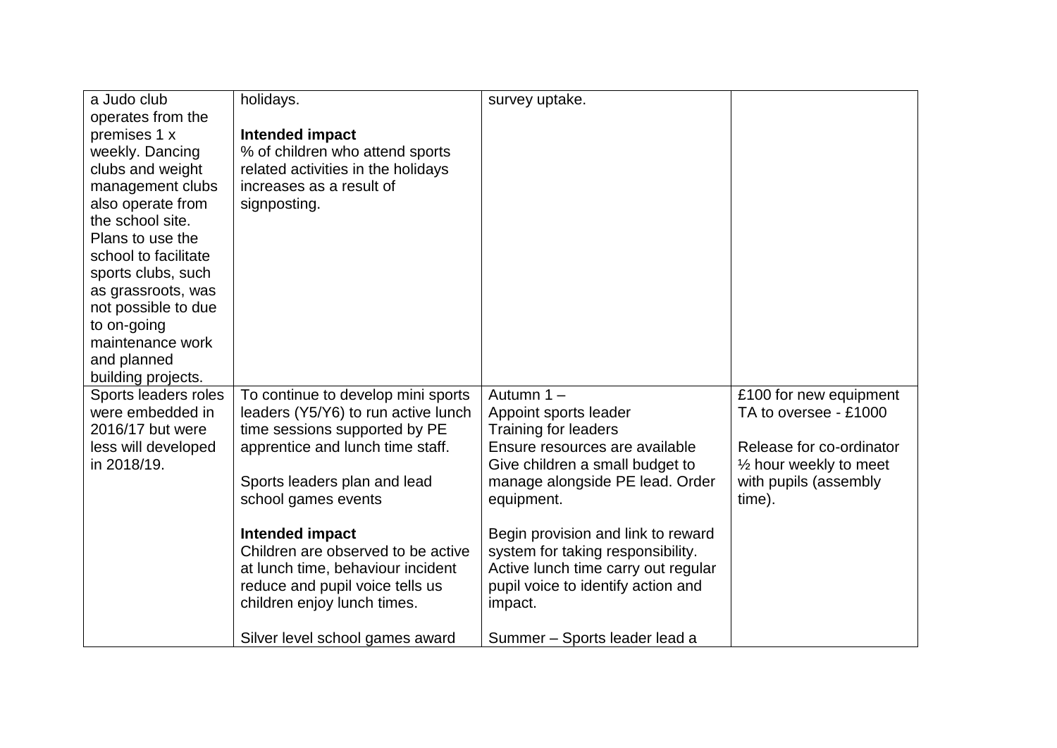| | | | |
|---|---|---|---|
| a Judo club operates from the premises 1 x weekly. Dancing clubs and weight management clubs also operate from the school site. Plans to use the school to facilitate sports clubs, such as grassroots, was not possible to due to on-going maintenance work and planned building projects. | holidays.<br><br>**Intended impact**<br>% of children who attend sports related activities in the holidays increases as a result of signposting. | survey uptake. | |
| Sports leaders roles were embedded in 2016/17 but were less will developed in 2018/19. | To continue to develop mini sports leaders (Y5/Y6) to run active lunch time sessions supported by PE apprentice and lunch time staff.<br><br>Sports leaders plan and lead school games events<br><br>**Intended impact**<br>Children are observed to be active at lunch time, behaviour incident reduce and pupil voice tells us children enjoy lunch times.<br><br>Silver level school games award | Autumn 1 –<br>Appoint sports leader<br>Training for leaders<br>Ensure resources are available<br>Give children a small budget to manage alongside PE lead. Order equipment.<br><br>Begin provision and link to reward system for taking responsibility.<br>Active lunch time carry out regular pupil voice to identify action and impact.<br><br>Summer – Sports leader lead a | £100 for new equipment<br>TA to oversee - £1000<br><br>Release for co-ordinator ½ hour weekly to meet with pupils (assembly time). |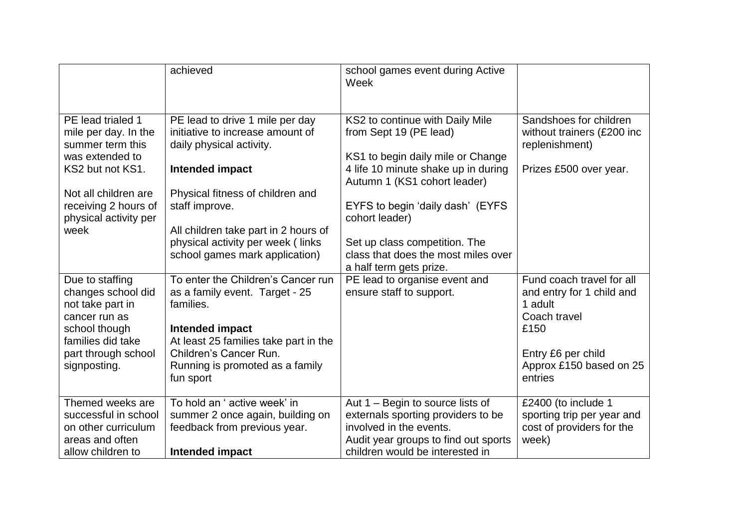| | | | |
|---|---|---|---|
| | achieved | school games event during Active Week | |
| PE lead trialed 1 mile per day. In the summer term this was extended to KS2 but not KS1.<br><br>Not all children are receiving 2 hours of physical activity per week | PE lead to drive 1 mile per day initiative to increase amount of daily physical activity.<br><br>**Intended impact**<br><br>Physical fitness of children and staff improve.<br><br>All children take part in 2 hours of physical activity per week ( links school games mark application) | KS2 to continue with Daily Mile from Sept 19 (PE lead)<br><br>KS1 to begin daily mile or Change 4 life 10 minute shake up in during Autumn 1 (KS1 cohort leader)<br><br>EYFS to begin 'daily dash' (EYFS cohort leader)<br><br>Set up class competition. The class that does the most miles over a half term gets prize. | Sandshoes for children without trainers (£200 inc replenishment)<br><br>Prizes £500 over year. |
| Due to staffing changes school did not take part in cancer run as school though families did take part through school signposting. | To enter the Children's Cancer run as a family event. Target - 25 families.<br><br>**Intended impact**<br>At least 25 families take part in the Children's Cancer Run.<br>Running is promoted as a family fun sport | PE lead to organise event and ensure staff to support. | Fund coach travel for all and entry for 1 child and 1 adult<br>Coach travel<br>£150<br><br>Entry £6 per child<br>Approx £150 based on 25 entries |
| Themed weeks are successful in school on other curriculum areas and often allow children to | To hold an ' active week' in summer 2 once again, building on feedback from previous year.<br><br>**Intended impact** | Aut 1 – Begin to source lists of externals sporting providers to be involved in the events.<br>Audit year groups to find out sports children would be interested in | £2400 (to include 1 sporting trip per year and cost of providers for the week) |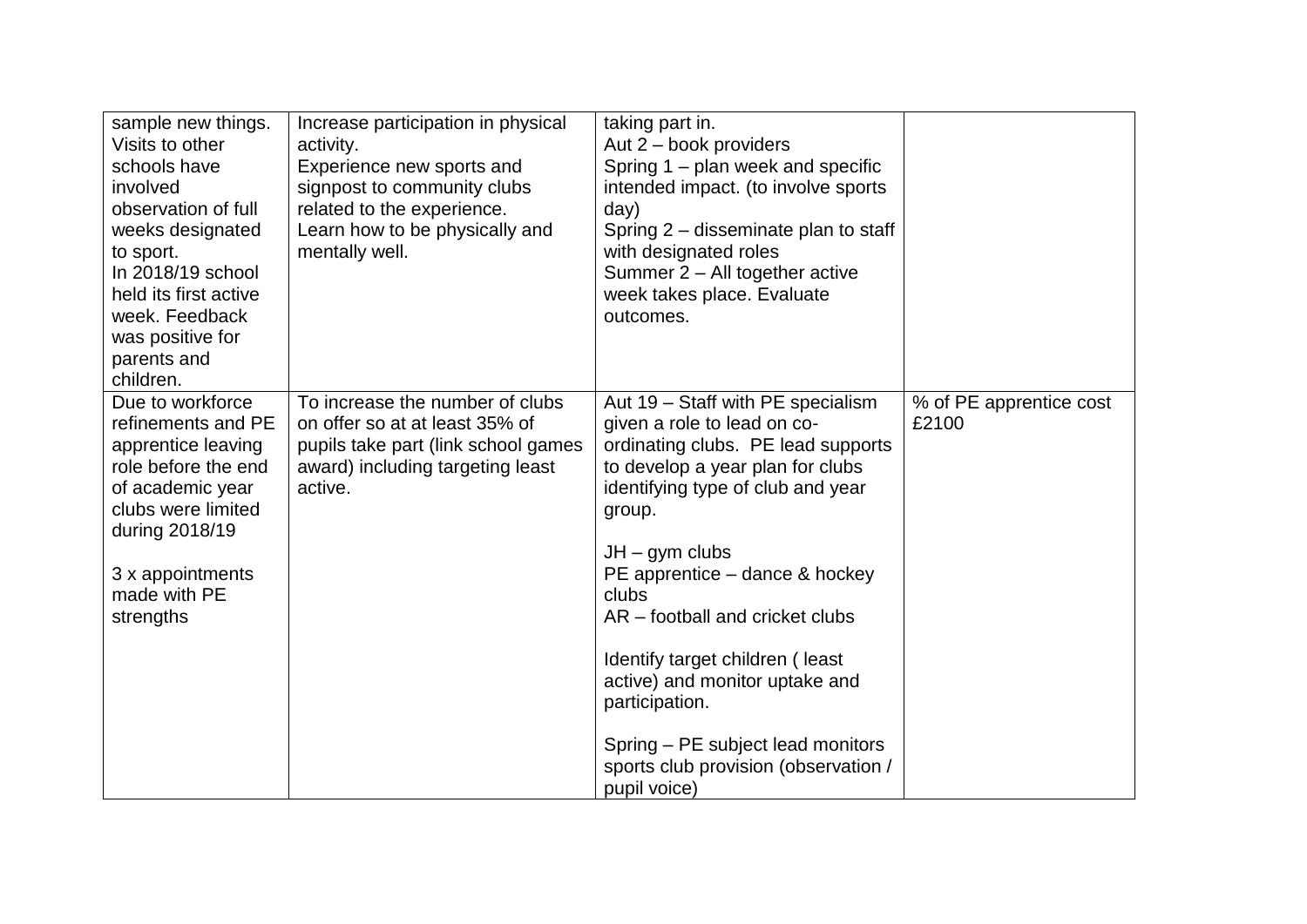| | | | |
|---|---|---|---|
| sample new things. Visits to other schools have involved observation of full weeks designated to sport. In 2018/19 school held its first active week. Feedback was positive for parents and children. | Increase participation in physical activity. Experience new sports and signpost to community clubs related to the experience. Learn how to be physically and mentally well. | taking part in.<br>Aut 2 – book providers<br>Spring 1 – plan week and specific intended impact. (to involve sports day)<br>Spring 2 – disseminate plan to staff with designated roles<br>Summer 2 – All together active week takes place. Evaluate outcomes. | |
| Due to workforce refinements and PE apprentice leaving role before the end of academic year clubs were limited during 2018/19<br><br>3 x appointments made with PE strengths | To increase the number of clubs on offer so at at least 35% of pupils take part (link school games award) including targeting least active. | Aut 19 – Staff with PE specialism given a role to lead on co-ordinating clubs. PE lead supports to develop a year plan for clubs identifying type of club and year group.<br><br>JH – gym clubs<br>PE apprentice – dance & hockey clubs<br>AR – football and cricket clubs<br><br>Identify target children ( least active) and monitor uptake and participation.<br><br>Spring – PE subject lead monitors sports club provision (observation / pupil voice) | % of PE apprentice cost £2100 |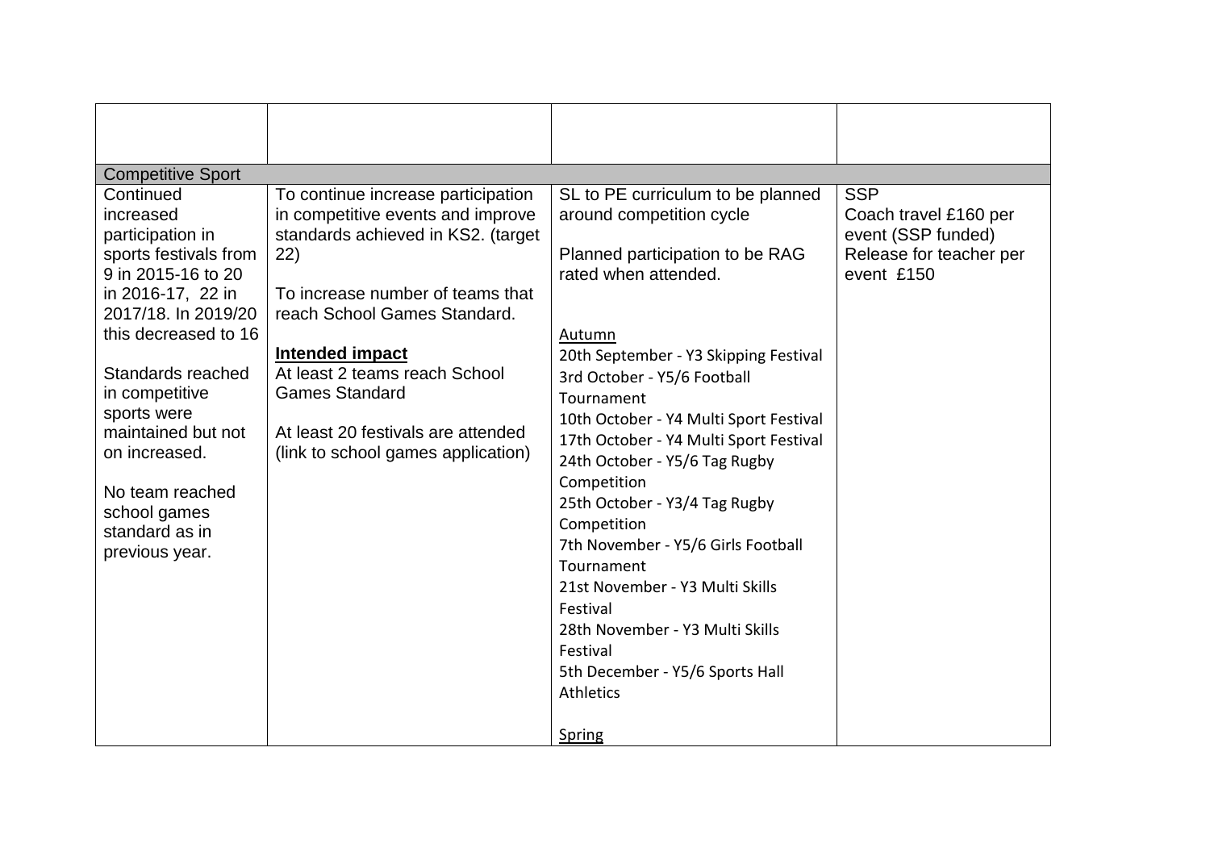| | | | |
|---|---|---|---|
| **Competitive Sport** | | | |
| Continued increased participation in sports festivals from 9 in 2015-16 to 20 in 2016-17, 22 in 2017/18. In 2019/20 this decreased to 16<br><br>Standards reached in competitive sports were maintained but not on increased.<br><br>No team reached school games standard as in previous year. | To continue increase participation in competitive events and improve standards achieved in KS2. (target 22)<br><br>To increase number of teams that reach School Games Standard.<br><br>**Intended impact**<br>At least 2 teams reach School Games Standard<br><br>At least 20 festivals are attended (link to school games application) | SL to PE curriculum to be planned around competition cycle<br><br>Planned participation to be RAG rated when attended.<br><br>Autumn<br>20th September - Y3 Skipping Festival<br>3rd October - Y5/6 Football Tournament<br>10th October - Y4 Multi Sport Festival<br>17th October - Y4 Multi Sport Festival<br>24th October - Y5/6 Tag Rugby Competition<br>25th October - Y3/4 Tag Rugby Competition<br>7th November - Y5/6 Girls Football Tournament<br>21st November - Y3 Multi Skills Festival<br>28th November - Y3 Multi Skills Festival<br>5th December - Y5/6 Sports Hall Athletics<br><br>Spring | SSP<br>Coach travel £160 per event (SSP funded)<br>Release for teacher per event £150 |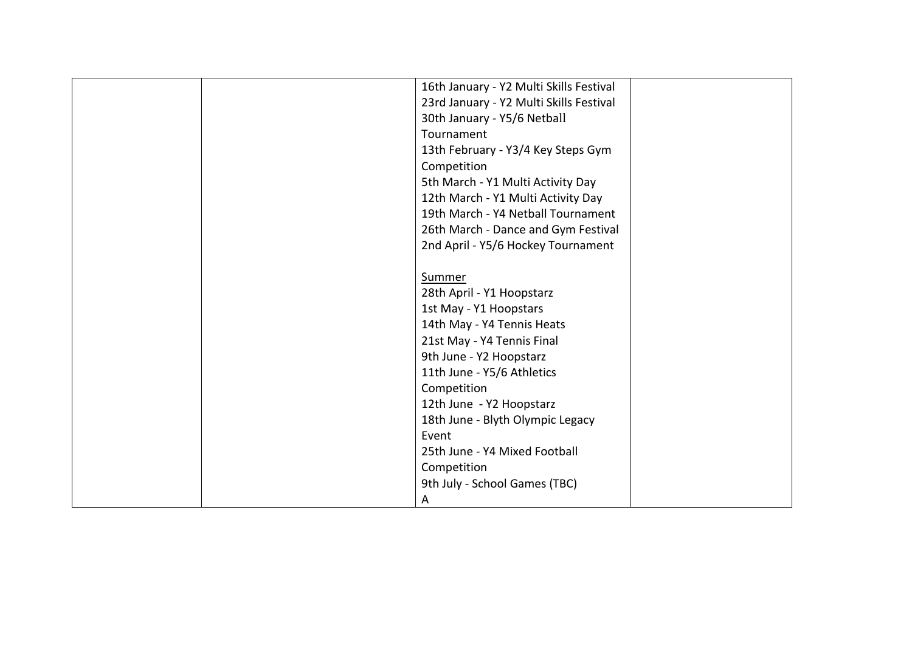| | | | |
|---|---|---|---|
| | | 16th January - Y2 Multi Skills Festival<br>23rd January - Y2 Multi Skills Festival<br>30th January - Y5/6 Netball Tournament<br>13th February - Y3/4 Key Steps Gym Competition<br>5th March - Y1 Multi Activity Day<br>12th March - Y1 Multi Activity Day<br>19th March - Y4 Netball Tournament<br>26th March - Dance and Gym Festival<br>2nd April - Y5/6 Hockey Tournament<br><br><u>Summer</u><br>28th April - Y1 Hoopstarz<br>1st May - Y1 Hoopstars<br>14th May - Y4 Tennis Heats<br>21st May - Y4 Tennis Final<br>9th June - Y2 Hoopstarz<br>11th June - Y5/6 Athletics Competition<br>12th June - Y2 Hoopstarz<br>18th June - Blyth Olympic Legacy Event<br>25th June - Y4 Mixed Football Competition<br>9th July - School Games (TBC)<br>A | |